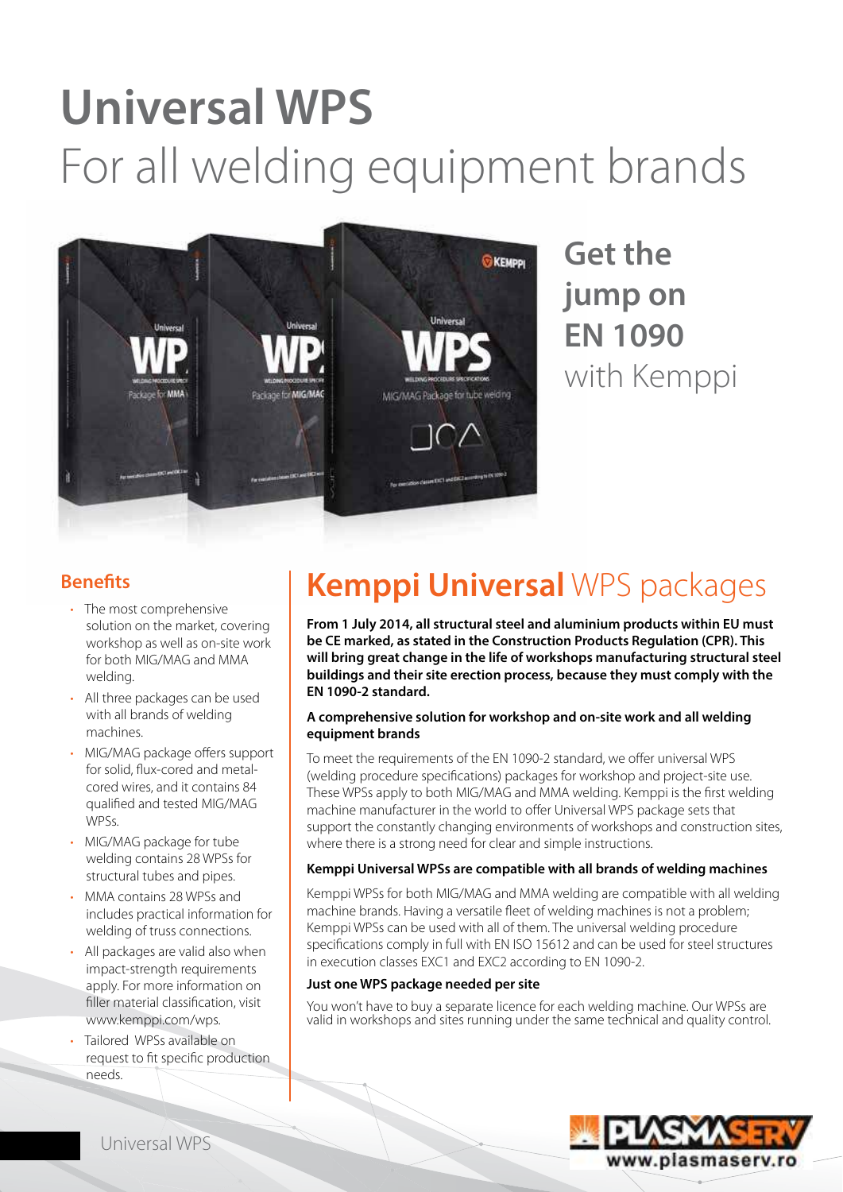# Universal WPS

For all welding equipment brands

**Get the jump on EN 1090** with Kemppi

### Benefits

- The most comprehensive solution on the market, covering workshop as well as on-site work for both MIG/MAG and MMA welding.
- All three packages can be used with all brands of welding machines.
- MIG/MAG package offers support for solid, flux-cored and metal-cored wires, and it contains 84 qualified and tested MIG/MAG WPSs.
- MIG/MAG package for tube welding contains 28 WPSs for structural tubes and pipes.
- MMA contains 28 WPSs and includes practical information for welding of truss connections.
- All packages are valid also when impact-strength requirements apply. For more information on filler material classification, visit www.kemppi.com/wps.
- Tailored WPSs available on request to fit specific production needs.

## **Kemppi Universal** WPS packages

**From 1 July 2014, all structural steel and aluminium products within EU must be CE marked, as stated in the Construction Products Regulation (CPR). This will bring great change in the life of workshops manufacturing structural steel buildings and their site erection process, because they must comply with the EN 1090-2 standard.**

#### A comprehensive solution for workshop and on-site work and all welding equipment brands

To meet the requirements of the EN 1090-2 standard, we offer universal WPS (welding procedure specifications) packages for workshop and project-site use. These WPSs apply to both MIG/MAG and MMA welding. Kemppi is the first welding machine manufacturer in the world to offer Universal WPS package sets that support the constantly changing environments of workshops and construction sites, where there is a strong need for clear and simple instructions.

#### Kemppi Universal WPSs are compatible with all brands of welding machines

Kemppi WPSs for both MIG/MAG and MMA welding are compatible with all welding machine brands. Having a versatile fleet of welding machines is not a problem; Kemppi WPSs can be used with all of them. The universal welding procedure specifications comply in full with EN ISO 15612 and can be used for steel structures in execution classes EXC1 and EXC2 according to EN 1090-2.

#### Just one WPS package needed per site

You won't have to buy a separate licence for each welding machine. Our WPSs are valid in workshops and sites running under the same technical and quality control.

PLASMASERV www.plasmaserv.ro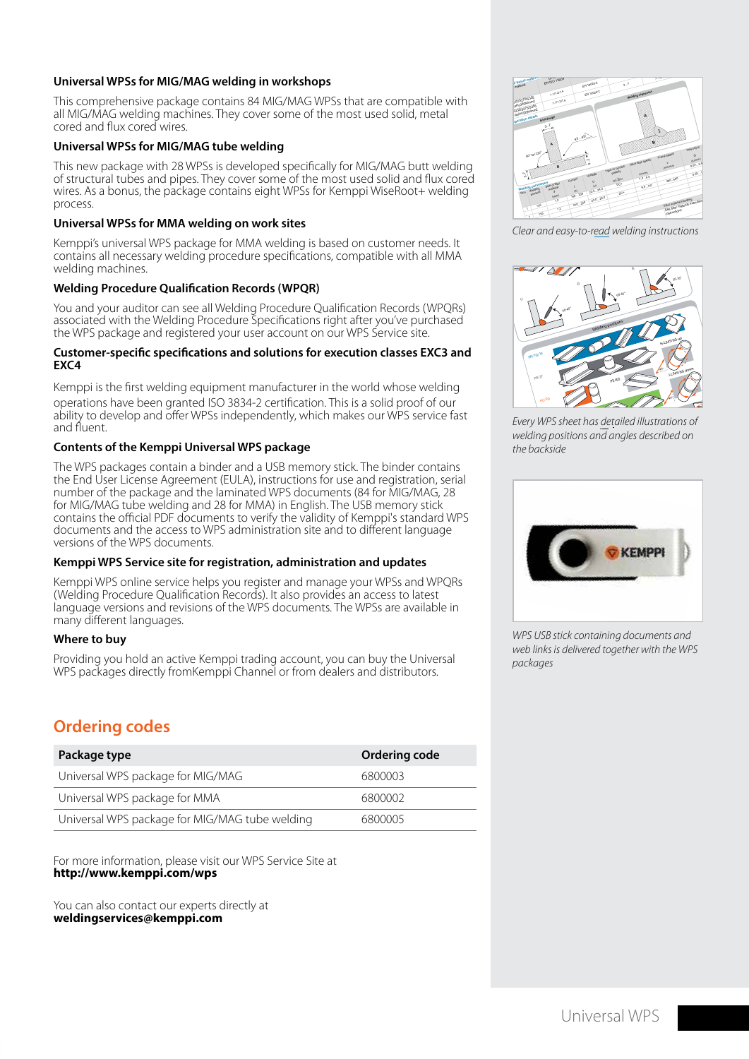### Universal WPSs for MIG/MAG welding in workshops

This comprehensive package contains 84 MIG/MAG WPSs that are compatible with all MIG/MAG welding machines. They cover some of the most used solid, metal cored and flux cored wires.

### Universal WPSs for MIG/MAG tube welding

This new package with 28 WPSs is developed specifically for MIG/MAG butt welding of structural tubes and pipes. They cover some of the most used solid and flux cored wires. As a bonus, the package contains eight WPSs for Kemppi WiseRoot+ welding process.

### Universal WPSs for MMA welding on work sites

Kemppi's universal WPS package for MMA welding is based on customer needs. It contains all necessary welding procedure specifications, compatible with all MMA welding machines.

### Welding Procedure Qualification Records (WPQR)

You and your auditor can see all Welding Procedure Qualification Records (WPQRs) associated with the Welding Procedure Specifications right after you've purchased the WPS package and registered your user account on our WPS Service site.

### Customer-specific specifications and solutions for execution classes EXC3 and EXC4

Kemppi is the first welding equipment manufacturer in the world whose welding operations have been granted ISO 3834-2 certification. This is a solid proof of our ability to develop and offer WPSs independently, which makes our WPS service fast and fluent.

### Contents of the Kemppi Universal WPS package

The WPS packages contain a binder and a USB memory stick. The binder contains the End User License Agreement (EULA), instructions for use and registration, serial number of the package and the laminated WPS documents (84 for MIG/MAG, 28 for MIG/MAG tube welding and 28 for MMA) in English. The USB memory stick contains the official PDF documents to verify the validity of Kemppi's standard WPS documents and the access to WPS administration site and to different language versions of the WPS documents.

### Kemppi WPS Service site for registration, administration and updates

Kemppi WPS online service helps you register and manage your WPSs and WPQRs (Welding Procedure Qualification Records). It also provides an access to latest language versions and revisions of the WPS documents. The WPSs are available in many different languages.

### Where to buy

Providing you hold an active Kemppi trading account, you can buy the Universal WPS packages directly fromKemppi Channel or from dealers and distributors.

## Ordering codes

| Package type | Ordering code |
|---|---|
| Universal WPS package for MIG/MAG | 6800003 |
| Universal WPS package for MMA | 6800002 |
| Universal WPS package for MIG/MAG tube welding | 6800005 |

For more information, please visit our WPS Service Site at
**http://www.kemppi.com/wps**

You can also contact our experts directly at
**weldingservices@kemppi.com**

*Clear and easy-to-read welding instructions*

*Every WPS sheet has detailed illustrations of welding positions and angles described on the backside*

*WPS USB stick containing documents and web links is delivered together with the WPS packages*